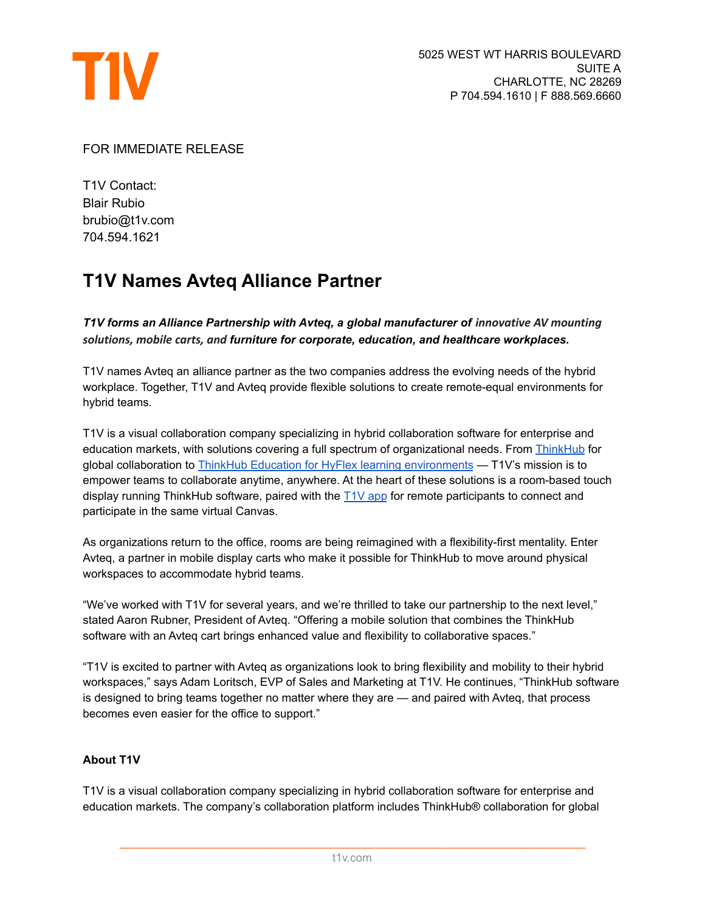T1V

5025 WEST WT HARRIS BOULEVARD
SUITE A
CHARLOTTE, NC 28269
P 704.594.1610 | F 888.569.6660

FOR IMMEDIATE RELEASE

T1V Contact:
Blair Rubio
brubio@t1v.com
704.594.1621

# T1V Names Avteq Alliance Partner

***T1V forms an Alliance Partnership with Avteq, a global manufacturer of innovative AV mounting solutions, mobile carts, and furniture for corporate, education, and healthcare workplaces.***

T1V names Avteq an alliance partner as the two companies address the evolving needs of the hybrid workplace. Together, T1V and Avteq provide flexible solutions to create remote-equal environments for hybrid teams.

T1V is a visual collaboration company specializing in hybrid collaboration software for enterprise and education markets, with solutions covering a full spectrum of organizational needs. From ThinkHub for global collaboration to ThinkHub Education for HyFlex learning environments — T1V's mission is to empower teams to collaborate anytime, anywhere. At the heart of these solutions is a room-based touch display running ThinkHub software, paired with the T1V app for remote participants to connect and participate in the same virtual Canvas.

As organizations return to the office, rooms are being reimagined with a flexibility-first mentality. Enter Avteq, a partner in mobile display carts who make it possible for ThinkHub to move around physical workspaces to accommodate hybrid teams.

"We've worked with T1V for several years, and we're thrilled to take our partnership to the next level," stated Aaron Rubner, President of Avteq. "Offering a mobile solution that combines the ThinkHub software with an Avteq cart brings enhanced value and flexibility to collaborative spaces."

"T1V is excited to partner with Avteq as organizations look to bring flexibility and mobility to their hybrid workspaces," says Adam Loritsch, EVP of Sales and Marketing at T1V. He continues, "ThinkHub software is designed to bring teams together no matter where they are — and paired with Avteq, that process becomes even easier for the office to support."

**About T1V**

T1V is a visual collaboration company specializing in hybrid collaboration software for enterprise and education markets. The company's collaboration platform includes ThinkHub® collaboration for global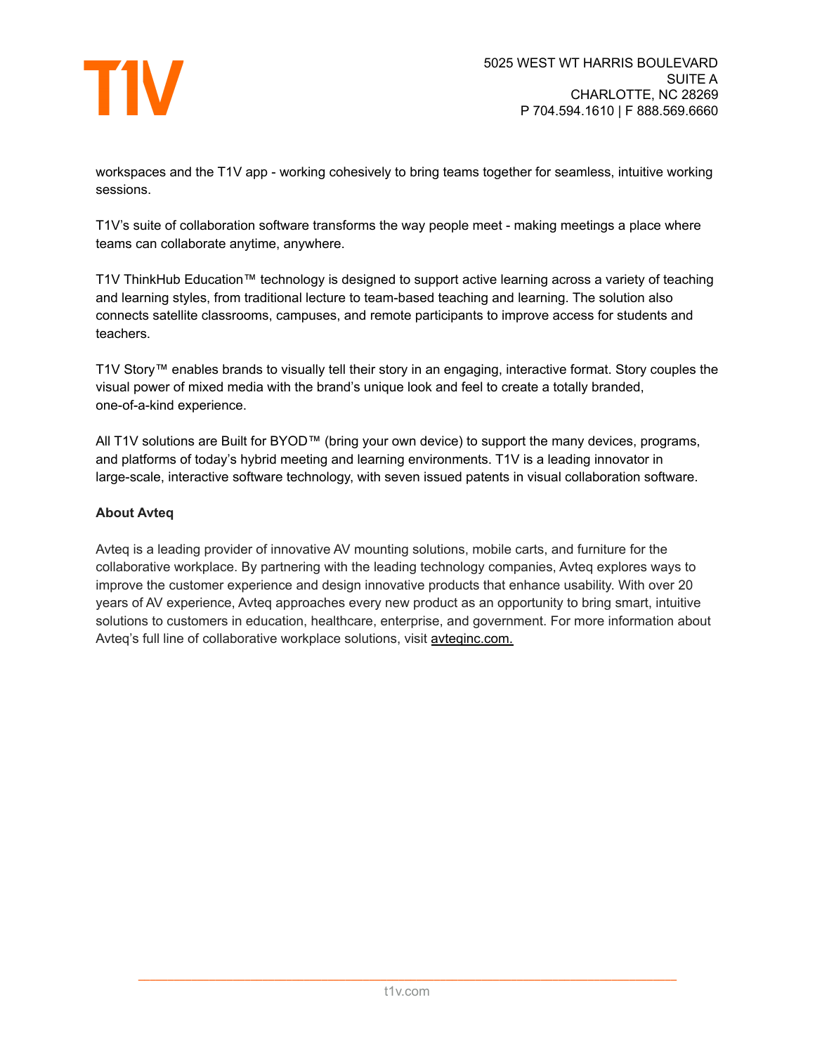workspaces and the T1V app - working cohesively to bring teams together for seamless, intuitive working sessions.

T1V's suite of collaboration software transforms the way people meet - making meetings a place where teams can collaborate anytime, anywhere.

T1V ThinkHub Education™ technology is designed to support active learning across a variety of teaching and learning styles, from traditional lecture to team-based teaching and learning. The solution also connects satellite classrooms, campuses, and remote participants to improve access for students and teachers.

T1V Story™ enables brands to visually tell their story in an engaging, interactive format. Story couples the visual power of mixed media with the brand's unique look and feel to create a totally branded, one-of-a-kind experience.

All T1V solutions are Built for BYOD™ (bring your own device) to support the many devices, programs, and platforms of today's hybrid meeting and learning environments. T1V is a leading innovator in large-scale, interactive software technology, with seven issued patents in visual collaboration software.

**About Avteq**

Avteq is a leading provider of innovative AV mounting solutions, mobile carts, and furniture for the collaborative workplace. By partnering with the leading technology companies, Avteq explores ways to improve the customer experience and design innovative products that enhance usability. With over 20 years of AV experience, Avteq approaches every new product as an opportunity to bring smart, intuitive solutions to customers in education, healthcare, enterprise, and government. For more information about Avteq's full line of collaborative workplace solutions, visit avteqinc.com.